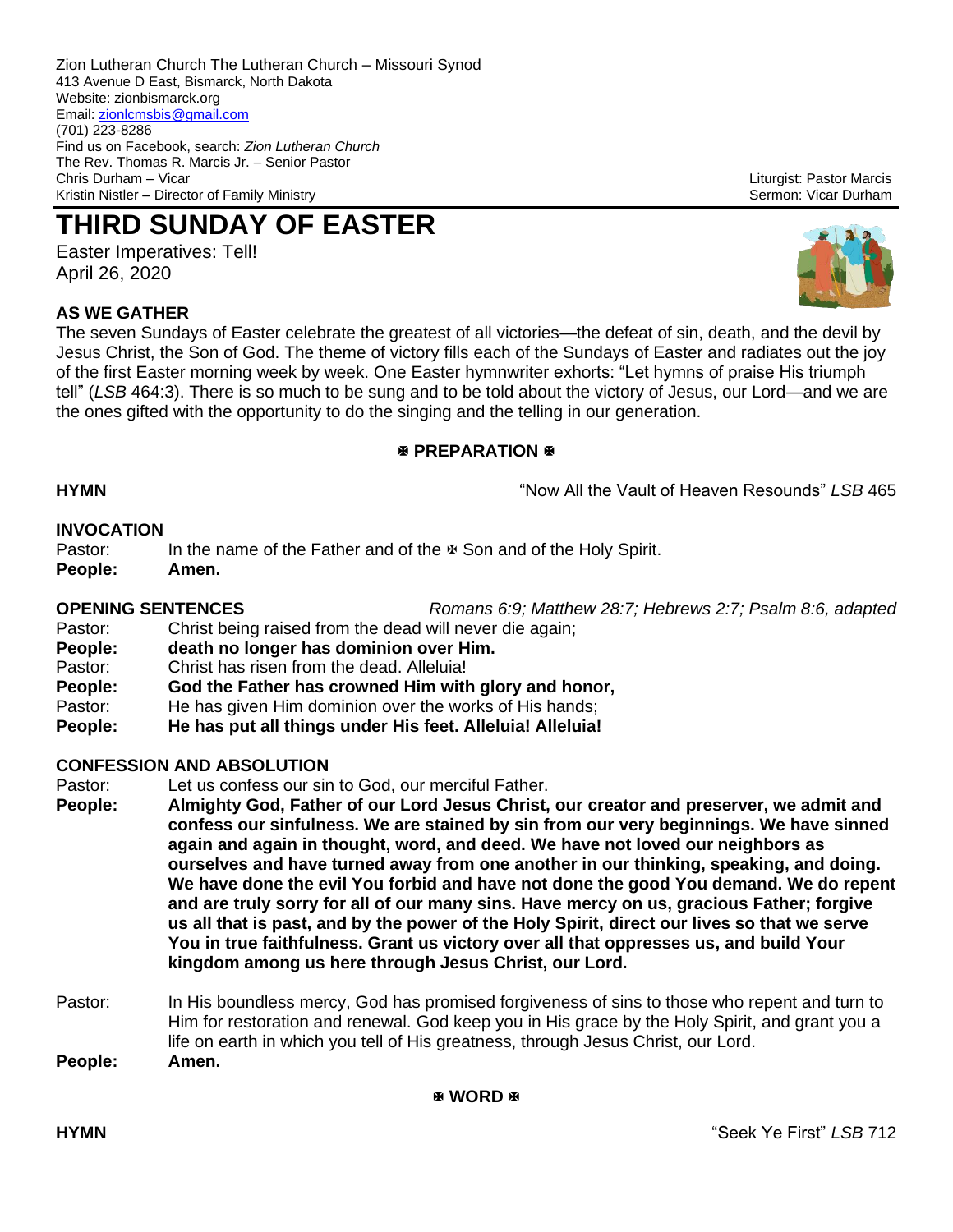Zion Lutheran Church The Lutheran Church – Missouri Synod
413 Avenue D East, Bismarck, North Dakota
Website: zionbismarck.org
Email: zionlcmsbis@gmail.com
(701) 223-8286
Find us on Facebook, search: *Zion Lutheran Church*
The Rev. Thomas R. Marcis Jr. – Senior Pastor
Chris Durham – Vicar
Kristin Nistler – Director of Family Ministry

Liturgist: Pastor Marcis
Sermon: Vicar Durham

# THIRD SUNDAY OF EASTER

Easter Imperatives: Tell!
April 26, 2020

## AS WE GATHER

The seven Sundays of Easter celebrate the greatest of all victories—the defeat of sin, death, and the devil by Jesus Christ, the Son of God. The theme of victory fills each of the Sundays of Easter and radiates out the joy of the first Easter morning week by week. One Easter hymnwriter exhorts: "Let hymns of praise His triumph tell" (*LSB* 464:3). There is so much to be sung and to be told about the victory of Jesus, our Lord—and we are the ones gifted with the opportunity to do the singing and the telling in our generation.

## ✠ PREPARATION ✠

**HYMN** — "Now All the Vault of Heaven Resounds" *LSB* 465

**INVOCATION**

Pastor: In the name of the Father and of the ✠ Son and of the Holy Spirit.
**People: Amen.**

**OPENING SENTENCES** — *Romans 6:9; Matthew 28:7; Hebrews 2:7; Psalm 8:6, adapted*

Pastor: Christ being raised from the dead will never die again;
**People: death no longer has dominion over Him.**
Pastor: Christ has risen from the dead. Alleluia!
**People: God the Father has crowned Him with glory and honor,**
Pastor: He has given Him dominion over the works of His hands;
**People: He has put all things under His feet. Alleluia! Alleluia!**

**CONFESSION AND ABSOLUTION**

Pastor: Let us confess our sin to God, our merciful Father.
**People: Almighty God, Father of our Lord Jesus Christ, our creator and preserver, we admit and confess our sinfulness. We are stained by sin from our very beginnings. We have sinned again and again in thought, word, and deed. We have not loved our neighbors as ourselves and have turned away from one another in our thinking, speaking, and doing. We have done the evil You forbid and have not done the good You demand. We do repent and are truly sorry for all of our many sins. Have mercy on us, gracious Father; forgive us all that is past, and by the power of the Holy Spirit, direct our lives so that we serve You in true faithfulness. Grant us victory over all that oppresses us, and build Your kingdom among us here through Jesus Christ, our Lord.**

Pastor: In His boundless mercy, God has promised forgiveness of sins to those who repent and turn to Him for restoration and renewal. God keep you in His grace by the Holy Spirit, and grant you a life on earth in which you tell of His greatness, through Jesus Christ, our Lord.
**People: Amen.**

## ✠ WORD ✠

**HYMN** — "Seek Ye First" *LSB* 712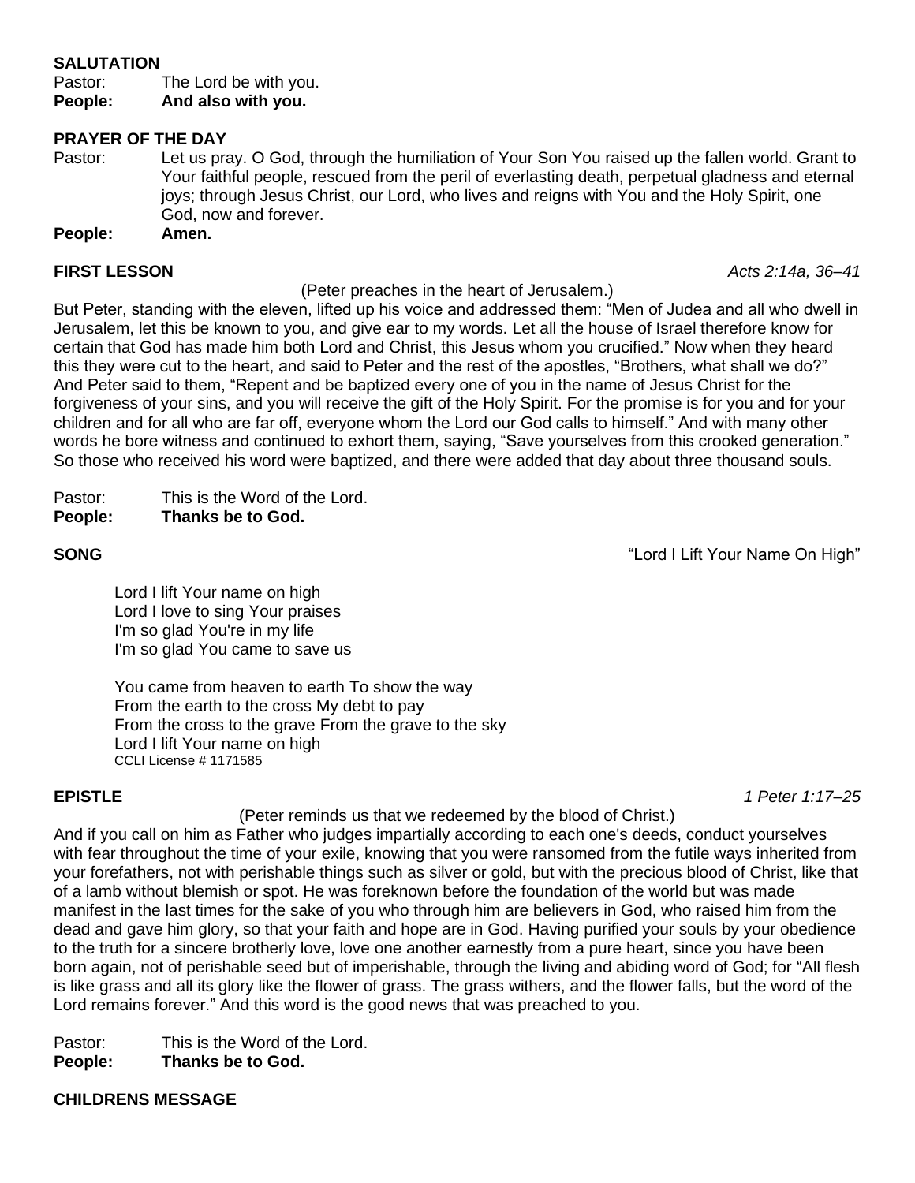**SALUTATION**

Pastor: The Lord be with you.
**People: And also with you.**

**PRAYER OF THE DAY**

Pastor: Let us pray. O God, through the humiliation of Your Son You raised up the fallen world. Grant to Your faithful people, rescued from the peril of everlasting death, perpetual gladness and eternal joys; through Jesus Christ, our Lord, who lives and reigns with You and the Holy Spirit, one God, now and forever.
**People: Amen.**

**FIRST LESSON** *Acts 2:14a, 36–41*

(Peter preaches in the heart of Jerusalem.)

But Peter, standing with the eleven, lifted up his voice and addressed them: "Men of Judea and all who dwell in Jerusalem, let this be known to you, and give ear to my words. Let all the house of Israel therefore know for certain that God has made him both Lord and Christ, this Jesus whom you crucified." Now when they heard this they were cut to the heart, and said to Peter and the rest of the apostles, "Brothers, what shall we do?" And Peter said to them, "Repent and be baptized every one of you in the name of Jesus Christ for the forgiveness of your sins, and you will receive the gift of the Holy Spirit. For the promise is for you and for your children and for all who are far off, everyone whom the Lord our God calls to himself." And with many other words he bore witness and continued to exhort them, saying, "Save yourselves from this crooked generation." So those who received his word were baptized, and there were added that day about three thousand souls.

Pastor: This is the Word of the Lord.
**People: Thanks be to God.**

**SONG** "Lord I Lift Your Name On High"

Lord I lift Your name on high
Lord I love to sing Your praises
I'm so glad You're in my life
I'm so glad You came to save us

You came from heaven to earth To show the way
From the earth to the cross My debt to pay
From the cross to the grave From the grave to the sky
Lord I lift Your name on high
CCLI License # 1171585

**EPISTLE** *1 Peter 1:17–25*

(Peter reminds us that we redeemed by the blood of Christ.)

And if you call on him as Father who judges impartially according to each one's deeds, conduct yourselves with fear throughout the time of your exile, knowing that you were ransomed from the futile ways inherited from your forefathers, not with perishable things such as silver or gold, but with the precious blood of Christ, like that of a lamb without blemish or spot. He was foreknown before the foundation of the world but was made manifest in the last times for the sake of you who through him are believers in God, who raised him from the dead and gave him glory, so that your faith and hope are in God. Having purified your souls by your obedience to the truth for a sincere brotherly love, love one another earnestly from a pure heart, since you have been born again, not of perishable seed but of imperishable, through the living and abiding word of God; for "All flesh is like grass and all its glory like the flower of grass. The grass withers, and the flower falls, but the word of the Lord remains forever." And this word is the good news that was preached to you.

Pastor: This is the Word of the Lord.
**People: Thanks be to God.**

**CHILDRENS MESSAGE**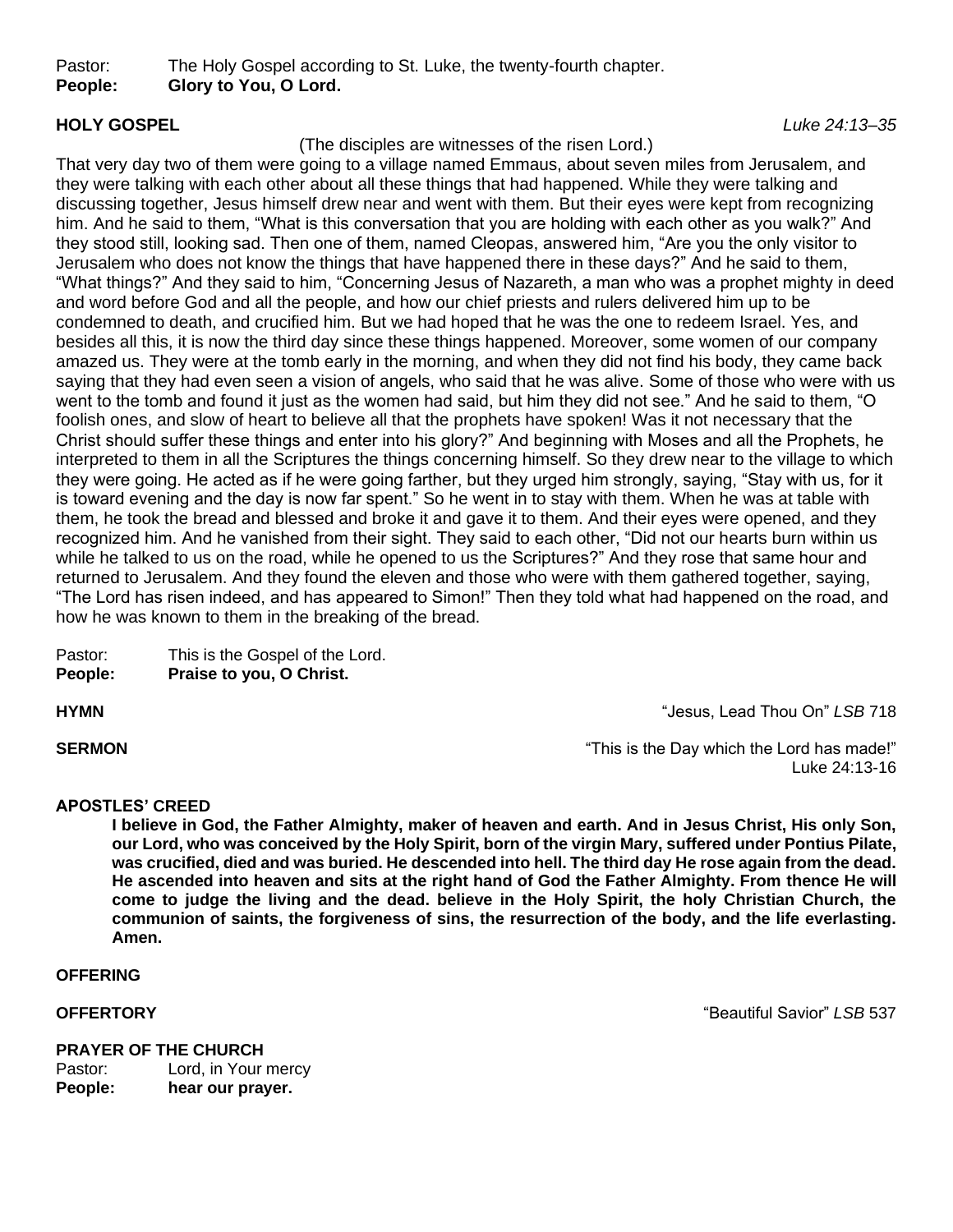Pastor: The Holy Gospel according to St. Luke, the twenty-fourth chapter.
**People: Glory to You, O Lord.**

**HOLY GOSPEL** *Luke 24:13–35*

(The disciples are witnesses of the risen Lord.)

That very day two of them were going to a village named Emmaus, about seven miles from Jerusalem, and they were talking with each other about all these things that had happened. While they were talking and discussing together, Jesus himself drew near and went with them. But their eyes were kept from recognizing him. And he said to them, "What is this conversation that you are holding with each other as you walk?" And they stood still, looking sad. Then one of them, named Cleopas, answered him, "Are you the only visitor to Jerusalem who does not know the things that have happened there in these days?" And he said to them, "What things?" And they said to him, "Concerning Jesus of Nazareth, a man who was a prophet mighty in deed and word before God and all the people, and how our chief priests and rulers delivered him up to be condemned to death, and crucified him. But we had hoped that he was the one to redeem Israel. Yes, and besides all this, it is now the third day since these things happened. Moreover, some women of our company amazed us. They were at the tomb early in the morning, and when they did not find his body, they came back saying that they had even seen a vision of angels, who said that he was alive. Some of those who were with us went to the tomb and found it just as the women had said, but him they did not see." And he said to them, "O foolish ones, and slow of heart to believe all that the prophets have spoken! Was it not necessary that the Christ should suffer these things and enter into his glory?" And beginning with Moses and all the Prophets, he interpreted to them in all the Scriptures the things concerning himself. So they drew near to the village to which they were going. He acted as if he were going farther, but they urged him strongly, saying, "Stay with us, for it is toward evening and the day is now far spent." So he went in to stay with them. When he was at table with them, he took the bread and blessed and broke it and gave it to them. And their eyes were opened, and they recognized him. And he vanished from their sight. They said to each other, "Did not our hearts burn within us while he talked to us on the road, while he opened to us the Scriptures?" And they rose that same hour and returned to Jerusalem. And they found the eleven and those who were with them gathered together, saying, "The Lord has risen indeed, and has appeared to Simon!" Then they told what had happened on the road, and how he was known to them in the breaking of the bread.

Pastor: This is the Gospel of the Lord.
**People: Praise to you, O Christ.**

**HYMN** "Jesus, Lead Thou On" *LSB* 718

**SERMON** "This is the Day which the Lord has made!" Luke 24:13-16

**APOSTLES' CREED**

**I believe in God, the Father Almighty, maker of heaven and earth. And in Jesus Christ, His only Son, our Lord, who was conceived by the Holy Spirit, born of the virgin Mary, suffered under Pontius Pilate, was crucified, died and was buried. He descended into hell. The third day He rose again from the dead. He ascended into heaven and sits at the right hand of God the Father Almighty. From thence He will come to judge the living and the dead. believe in the Holy Spirit, the holy Christian Church, the communion of saints, the forgiveness of sins, the resurrection of the body, and the life everlasting. Amen.**

**OFFERING**

**OFFERTORY** "Beautiful Savior" *LSB* 537

**PRAYER OF THE CHURCH**

Pastor: Lord, in Your mercy
**People: hear our prayer.**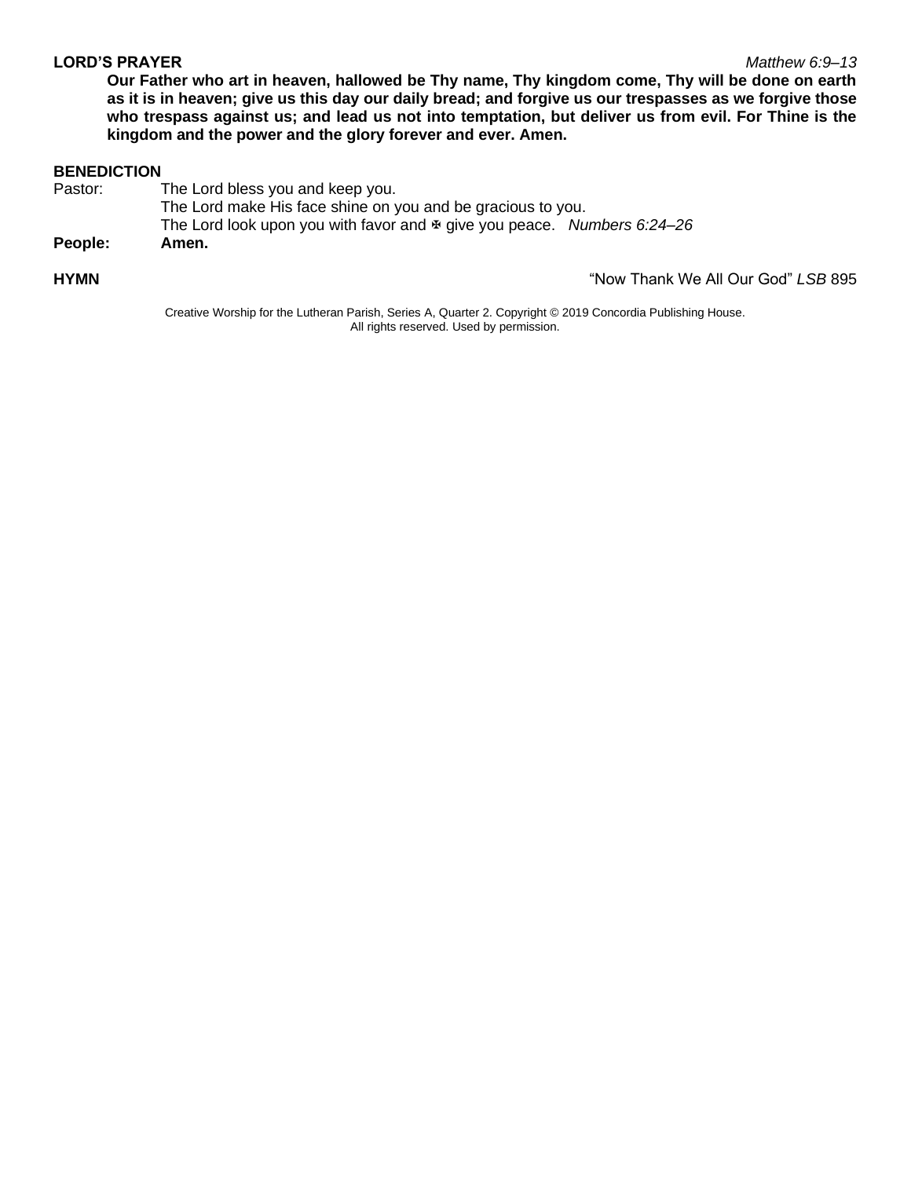**LORD'S PRAYER** *Matthew 6:9–13*

**Our Father who art in heaven, hallowed be Thy name, Thy kingdom come, Thy will be done on earth as it is in heaven; give us this day our daily bread; and forgive us our trespasses as we forgive those who trespass against us; and lead us not into temptation, but deliver us from evil. For Thine is the kingdom and the power and the glory forever and ever. Amen.**

**BENEDICTION**

Pastor: The Lord bless you and keep you.
The Lord make His face shine on you and be gracious to you.
The Lord look upon you with favor and ✠ give you peace. *Numbers 6:24–26*

**People: Amen.**

**HYMN** "Now Thank We All Our God" *LSB* 895

Creative Worship for the Lutheran Parish, Series A, Quarter 2. Copyright © 2019 Concordia Publishing House.
All rights reserved. Used by permission.